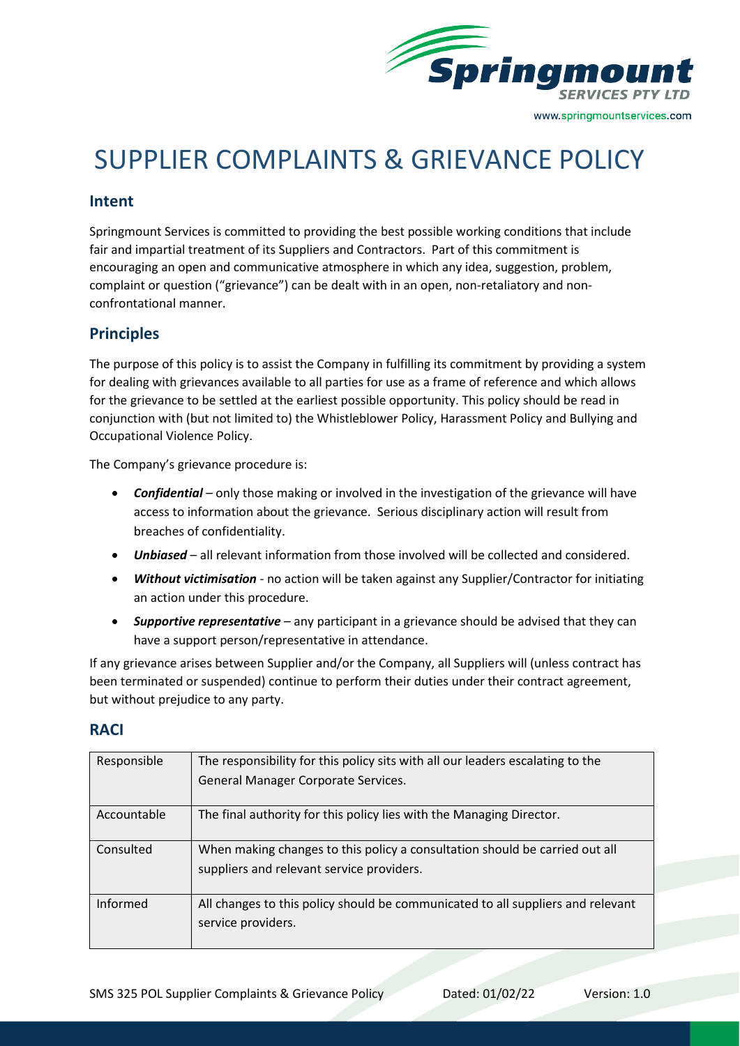# SUPPLIER COMPLAINTS & GRIEVANCE POLICY

## Intent

Springmount Services is committed to providing the best possible working conditions that include fair and impartial treatment of its Suppliers and Contractors. Part of this commitment is encouraging an open and communicative atmosphere in which any idea, suggestion, problem, complaint or question ("grievance") can be dealt with in an open, non-retaliatory and non-confrontational manner.

## Principles

The purpose of this policy is to assist the Company in fulfilling its commitment by providing a system for dealing with grievances available to all parties for use as a frame of reference and which allows for the grievance to be settled at the earliest possible opportunity. This policy should be read in conjunction with (but not limited to) the Whistleblower Policy, Harassment Policy and Bullying and Occupational Violence Policy.

The Company's grievance procedure is:

- ***Confidential*** – only those making or involved in the investigation of the grievance will have access to information about the grievance. Serious disciplinary action will result from breaches of confidentiality.
- ***Unbiased*** – all relevant information from those involved will be collected and considered.
- ***Without victimisation*** - no action will be taken against any Supplier/Contractor for initiating an action under this procedure.
- ***Supportive representative*** – any participant in a grievance should be advised that they can have a support person/representative in attendance.

If any grievance arises between Supplier and/or the Company, all Suppliers will (unless contract has been terminated or suspended) continue to perform their duties under their contract agreement, but without prejudice to any party.

## RACI

| | |
|---|---|
| Responsible | The responsibility for this policy sits with all our leaders escalating to the General Manager Corporate Services. |
| Accountable | The final authority for this policy lies with the Managing Director. |
| Consulted | When making changes to this policy a consultation should be carried out all suppliers and relevant service providers. |
| Informed | All changes to this policy should be communicated to all suppliers and relevant service providers. |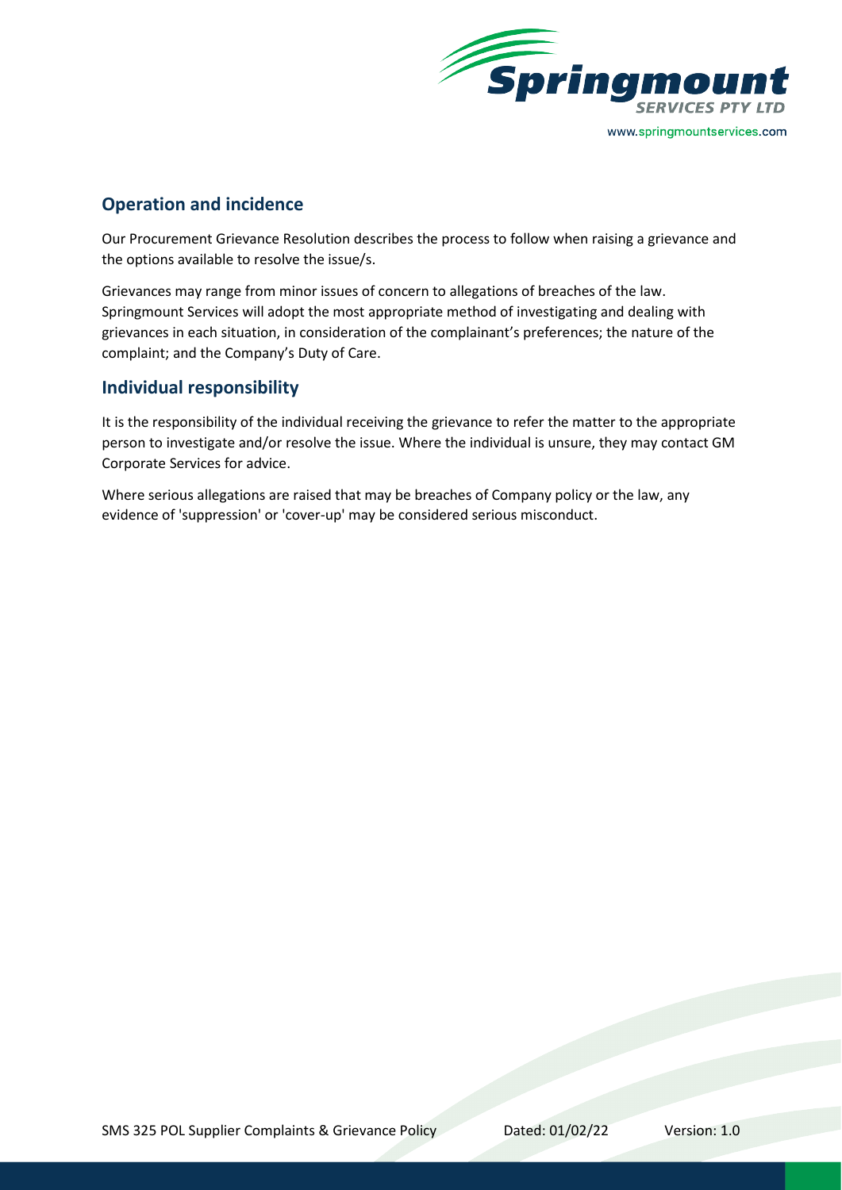## Operation and incidence

Our Procurement Grievance Resolution describes the process to follow when raising a grievance and the options available to resolve the issue/s.

Grievances may range from minor issues of concern to allegations of breaches of the law. Springmount Services will adopt the most appropriate method of investigating and dealing with grievances in each situation, in consideration of the complainant's preferences; the nature of the complaint; and the Company's Duty of Care.

## Individual responsibility

It is the responsibility of the individual receiving the grievance to refer the matter to the appropriate person to investigate and/or resolve the issue. Where the individual is unsure, they may contact GM Corporate Services for advice.

Where serious allegations are raised that may be breaches of Company policy or the law, any evidence of 'suppression' or 'cover-up' may be considered serious misconduct.